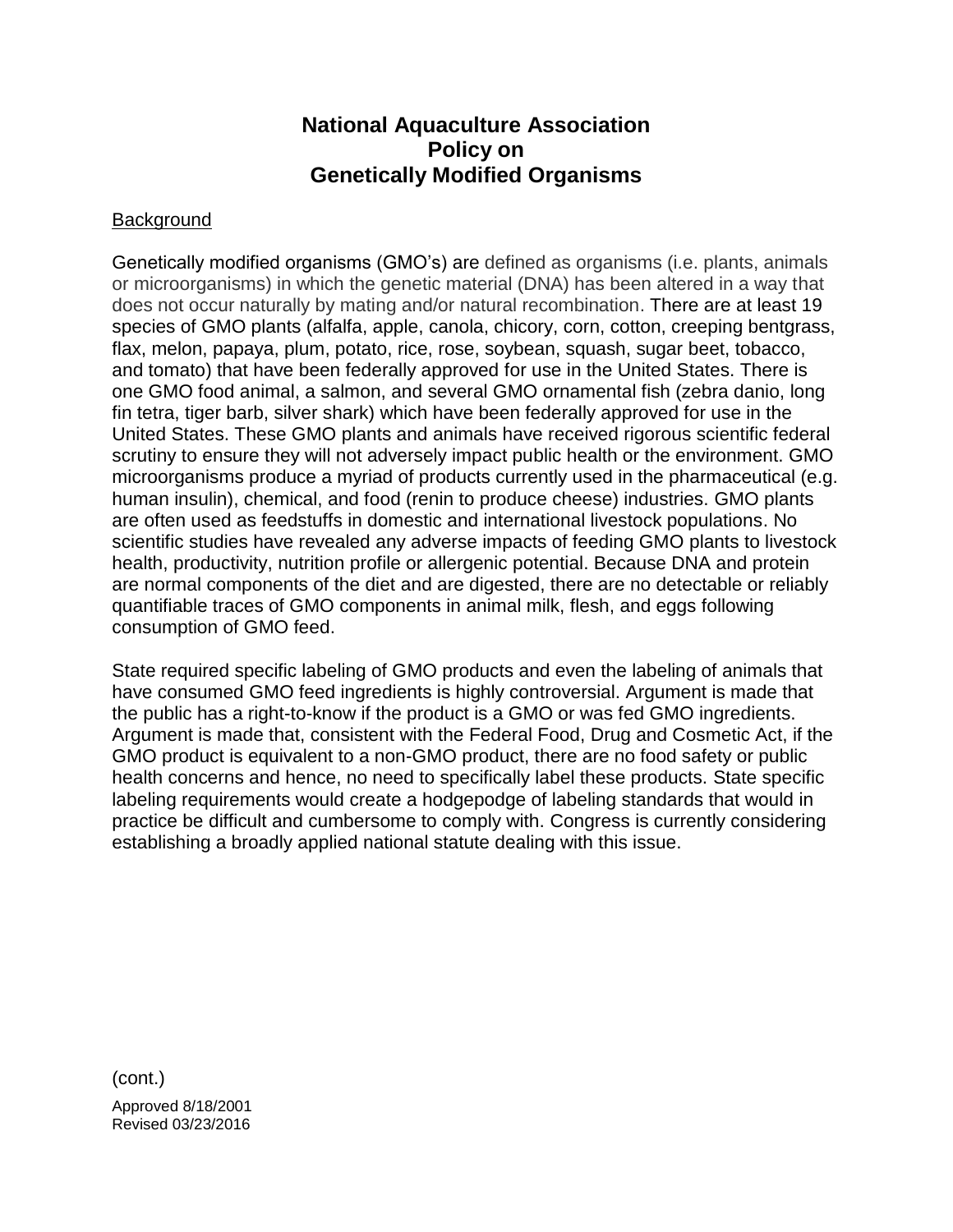# National Aquaculture Association Policy on Genetically Modified Organisms

## Background

Genetically modified organisms (GMO's) are defined as organisms (i.e. plants, animals or microorganisms) in which the genetic material (DNA) has been altered in a way that does not occur naturally by mating and/or natural recombination. There are at least 19 species of GMO plants (alfalfa, apple, canola, chicory, corn, cotton, creeping bentgrass, flax, melon, papaya, plum, potato, rice, rose, soybean, squash, sugar beet, tobacco, and tomato) that have been federally approved for use in the United States. There is one GMO food animal, a salmon, and several GMO ornamental fish (zebra danio, long fin tetra, tiger barb, silver shark) which have been federally approved for use in the United States. These GMO plants and animals have received rigorous scientific federal scrutiny to ensure they will not adversely impact public health or the environment. GMO microorganisms produce a myriad of products currently used in the pharmaceutical (e.g. human insulin), chemical, and food (renin to produce cheese) industries. GMO plants are often used as feedstuffs in domestic and international livestock populations. No scientific studies have revealed any adverse impacts of feeding GMO plants to livestock health, productivity, nutrition profile or allergenic potential. Because DNA and protein are normal components of the diet and are digested, there are no detectable or reliably quantifiable traces of GMO components in animal milk, flesh, and eggs following consumption of GMO feed.

State required specific labeling of GMO products and even the labeling of animals that have consumed GMO feed ingredients is highly controversial. Argument is made that the public has a right-to-know if the product is a GMO or was fed GMO ingredients. Argument is made that, consistent with the Federal Food, Drug and Cosmetic Act, if the GMO product is equivalent to a non-GMO product, there are no food safety or public health concerns and hence, no need to specifically label these products. State specific labeling requirements would create a hodgepodge of labeling standards that would in practice be difficult and cumbersome to comply with. Congress is currently considering establishing a broadly applied national statute dealing with this issue.

(cont.)

Approved 8/18/2001
Revised 03/23/2016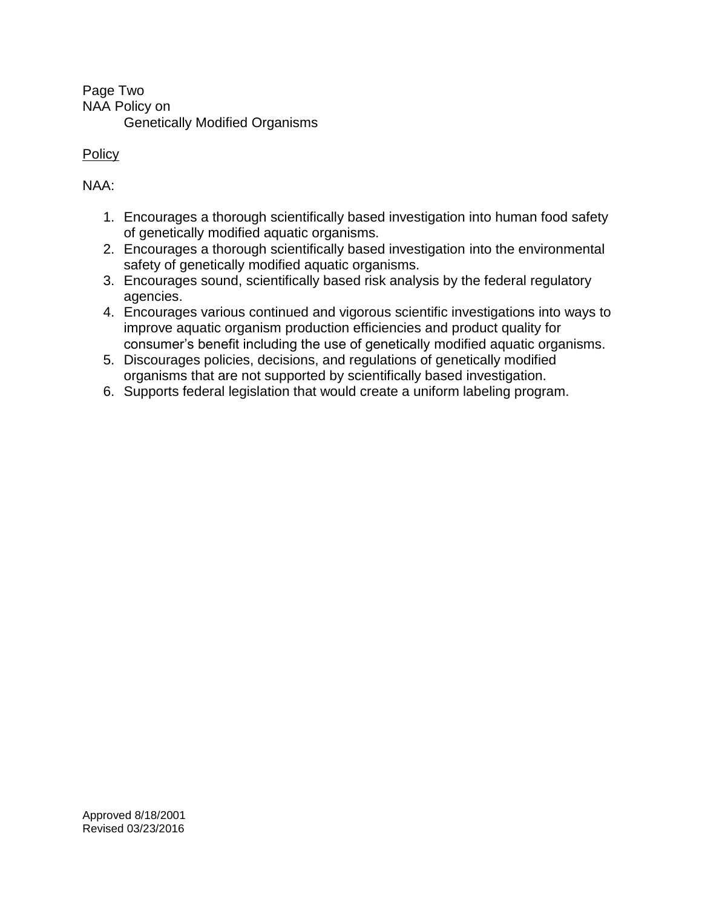## Policy

NAA:

1. Encourages a thorough scientifically based investigation into human food safety of genetically modified aquatic organisms.
2. Encourages a thorough scientifically based investigation into the environmental safety of genetically modified aquatic organisms.
3. Encourages sound, scientifically based risk analysis by the federal regulatory agencies.
4. Encourages various continued and vigorous scientific investigations into ways to improve aquatic organism production efficiencies and product quality for consumer's benefit including the use of genetically modified aquatic organisms.
5. Discourages policies, decisions, and regulations of genetically modified organisms that are not supported by scientifically based investigation.
6. Supports federal legislation that would create a uniform labeling program.

Approved 8/18/2001
Revised 03/23/2016